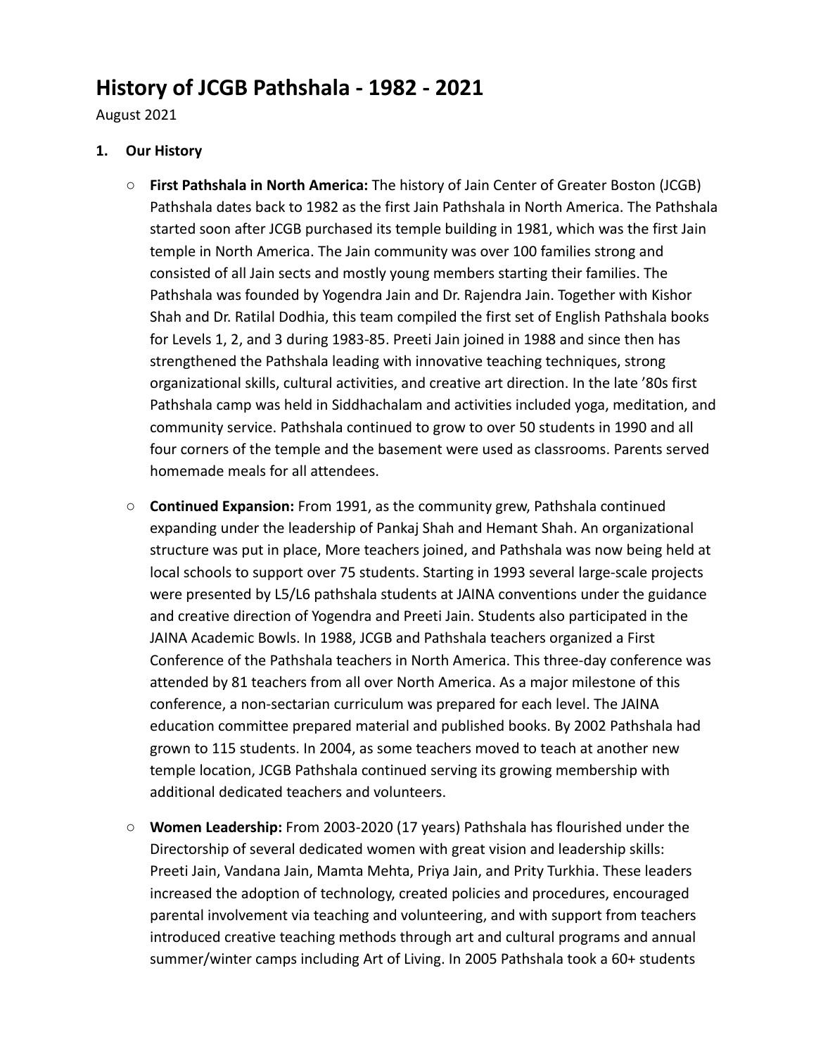# History of JCGB Pathshala - 1982 - 2021

August 2021

1. **Our History**

   - **First Pathshala in North America:** The history of Jain Center of Greater Boston (JCGB) Pathshala dates back to 1982 as the first Jain Pathshala in North America. The Pathshala started soon after JCGB purchased its temple building in 1981, which was the first Jain temple in North America. The Jain community was over 100 families strong and consisted of all Jain sects and mostly young members starting their families. The Pathshala was founded by Yogendra Jain and Dr. Rajendra Jain. Together with Kishor Shah and Dr. Ratilal Dodhia, this team compiled the first set of English Pathshala books for Levels 1, 2, and 3 during 1983-85. Preeti Jain joined in 1988 and since then has strengthened the Pathshala leading with innovative teaching techniques, strong organizational skills, cultural activities, and creative art direction. In the late '80s first Pathshala camp was held in Siddhachalam and activities included yoga, meditation, and community service. Pathshala continued to grow to over 50 students in 1990 and all four corners of the temple and the basement were used as classrooms. Parents served homemade meals for all attendees.

   - **Continued Expansion:** From 1991, as the community grew, Pathshala continued expanding under the leadership of Pankaj Shah and Hemant Shah. An organizational structure was put in place, More teachers joined, and Pathshala was now being held at local schools to support over 75 students. Starting in 1993 several large-scale projects were presented by L5/L6 pathshala students at JAINA conventions under the guidance and creative direction of Yogendra and Preeti Jain. Students also participated in the JAINA Academic Bowls. In 1988, JCGB and Pathshala teachers organized a First Conference of the Pathshala teachers in North America. This three-day conference was attended by 81 teachers from all over North America. As a major milestone of this conference, a non-sectarian curriculum was prepared for each level. The JAINA education committee prepared material and published books. By 2002 Pathshala had grown to 115 students. In 2004, as some teachers moved to teach at another new temple location, JCGB Pathshala continued serving its growing membership with additional dedicated teachers and volunteers.

   - **Women Leadership:** From 2003-2020 (17 years) Pathshala has flourished under the Directorship of several dedicated women with great vision and leadership skills: Preeti Jain, Vandana Jain, Mamta Mehta, Priya Jain, and Prity Turkhia. These leaders increased the adoption of technology, created policies and procedures, encouraged parental involvement via teaching and volunteering, and with support from teachers introduced creative teaching methods through art and cultural programs and annual summer/winter camps including Art of Living. In 2005 Pathshala took a 60+ students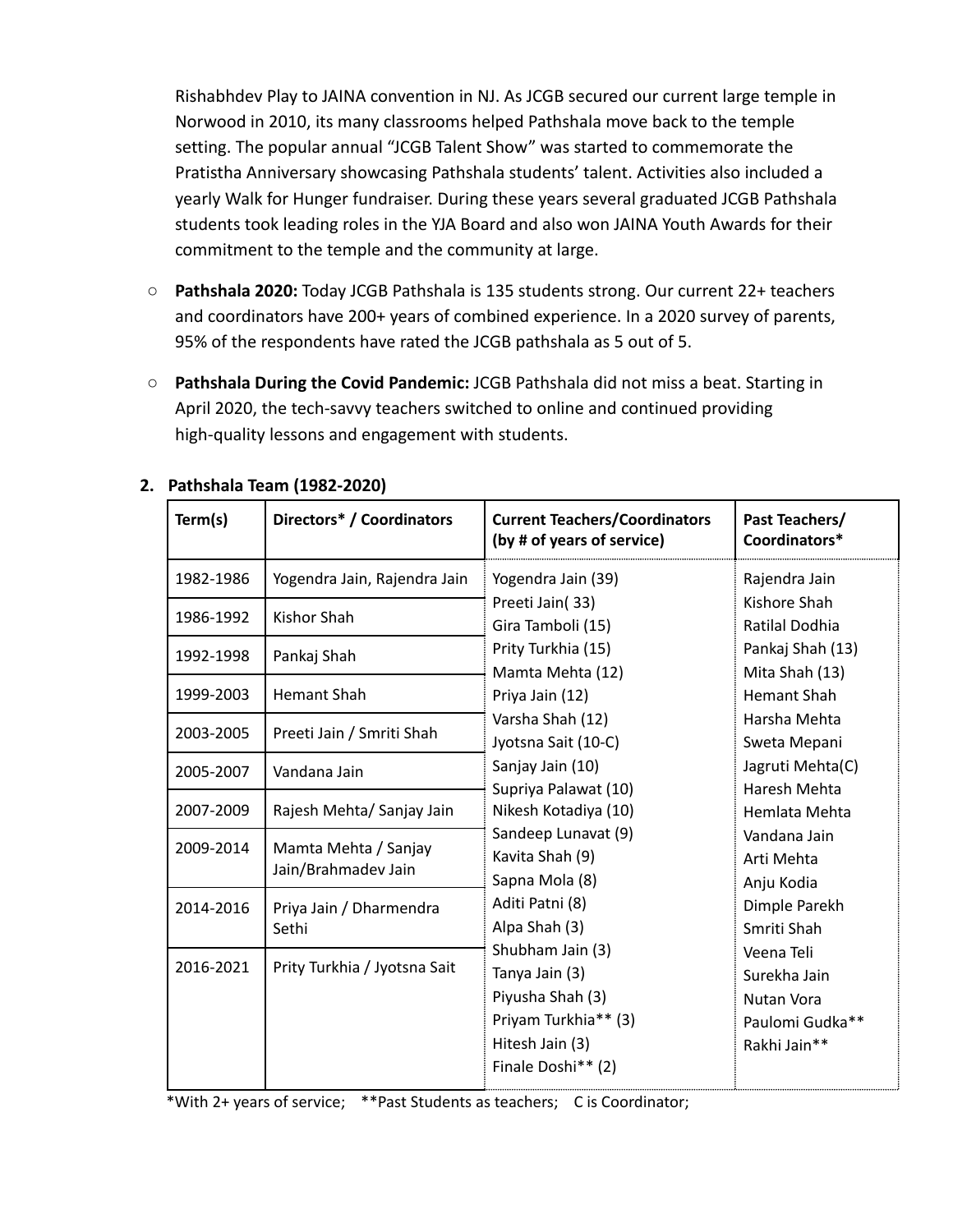Rishabhdev Play to JAINA convention in NJ. As JCGB secured our current large temple in Norwood in 2010, its many classrooms helped Pathshala move back to the temple setting. The popular annual "JCGB Talent Show" was started to commemorate the Pratistha Anniversary showcasing Pathshala students' talent. Activities also included a yearly Walk for Hunger fundraiser. During these years several graduated JCGB Pathshala students took leading roles in the YJA Board and also won JAINA Youth Awards for their commitment to the temple and the community at large.

- **Pathshala 2020:** Today JCGB Pathshala is 135 students strong. Our current 22+ teachers and coordinators have 200+ years of combined experience. In a 2020 survey of parents, 95% of the respondents have rated the JCGB pathshala as 5 out of 5.

- **Pathshala During the Covid Pandemic:** JCGB Pathshala did not miss a beat. Starting in April 2020, the tech-savvy teachers switched to online and continued providing high-quality lessons and engagement with students.

## 2. Pathshala Team (1982-2020)

| Term(s) | Directors* / Coordinators | Current Teachers/Coordinators (by # of years of service) | Past Teachers/ Coordinators* |
|---|---|---|---|
| 1982-1986 | Yogendra Jain, Rajendra Jain | Yogendra Jain (39) | Rajendra Jain |
| 1986-1992 | Kishor Shah | Preeti Jain( 33) | Kishore Shah |
| 1992-1998 | Pankaj Shah | Gira Tamboli (15) | Ratilal Dodhia |
| 1999-2003 | Hemant Shah | Prity Turkhia (15) | Pankaj Shah (13) |
| 2003-2005 | Preeti Jain / Smriti Shah | Mamta Mehta (12) | Mita Shah (13) |
| 2005-2007 | Vandana Jain | Priya Jain (12) | Hemant Shah |
| 2007-2009 | Rajesh Mehta/ Sanjay Jain | Varsha Shah (12) | Harsha Mehta |
| 2009-2014 | Mamta Mehta / Sanjay Jain/Brahmadev Jain | Jyotsna Sait (10-C) | Sweta Mepani |
| 2014-2016 | Priya Jain / Dharmendra Sethi | Sanjay Jain (10) | Jagruti Mehta(C) |
| 2016-2021 | Prity Turkhia / Jyotsna Sait | Supriya Palawat (10) | Haresh Mehta |
| | | Nikesh Kotadiya (10) | Hemlata Mehta |
| | | Sandeep Lunavat (9) | Vandana Jain |
| | | Kavita Shah (9) | Arti Mehta |
| | | Sapna Mola (8) | Anju Kodia |
| | | Aditi Patni (8) | Dimple Parekh |
| | | Alpa Shah (3) | Smriti Shah |
| | | Shubham Jain (3) | Veena Teli |
| | | Tanya Jain (3) | Surekha Jain |
| | | Piyusha Shah (3) | Nutan Vora |
| | | Priyam Turkhia** (3) | Paulomi Gudka** |
| | | Hitesh Jain (3) | Rakhi Jain** |
| | | Finale Doshi** (2) | |

*With 2+ years of service; **Past Students as teachers; C is Coordinator;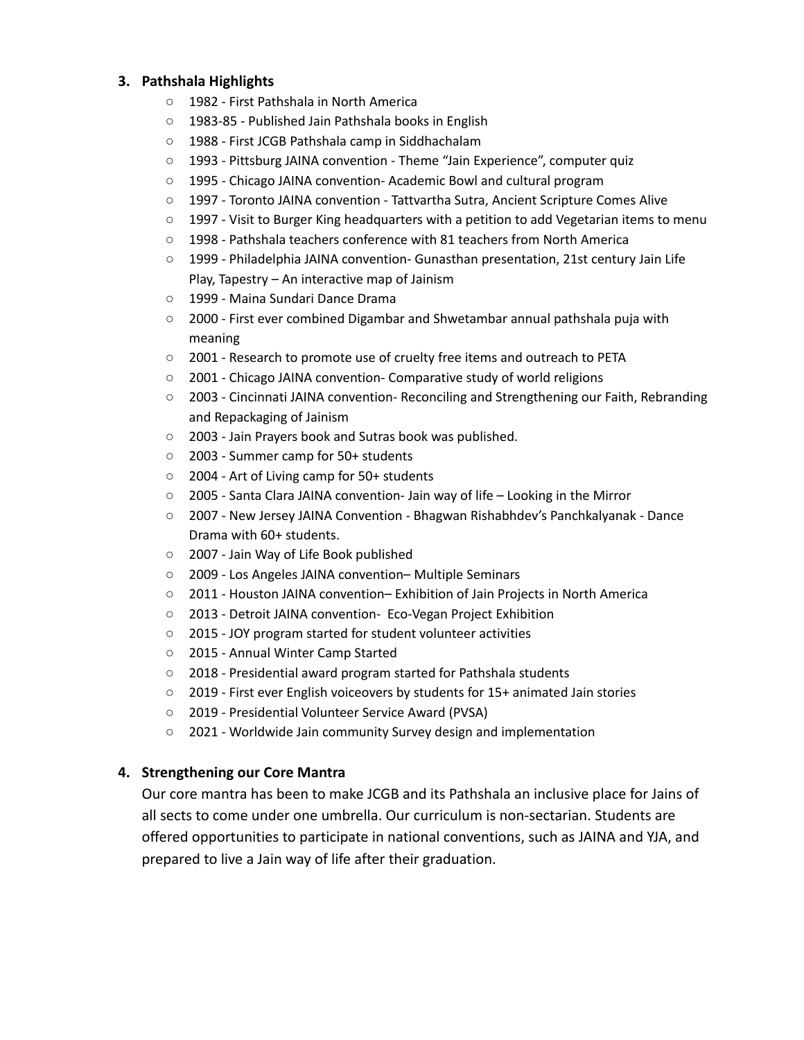3. **Pathshala Highlights**
    - 1982 - First Pathshala in North America
    - 1983-85 - Published Jain Pathshala books in English
    - 1988 - First JCGB Pathshala camp in Siddhachalam
    - 1993 - Pittsburg JAINA convention - Theme "Jain Experience", computer quiz
    - 1995 - Chicago JAINA convention- Academic Bowl and cultural program
    - 1997 - Toronto JAINA convention - Tattvartha Sutra, Ancient Scripture Comes Alive
    - 1997 - Visit to Burger King headquarters with a petition to add Vegetarian items to menu
    - 1998 - Pathshala teachers conference with 81 teachers from North America
    - 1999 - Philadelphia JAINA convention- Gunasthan presentation, 21st century Jain Life Play, Tapestry – An interactive map of Jainism
    - 1999 - Maina Sundari Dance Drama
    - 2000 - First ever combined Digambar and Shwetambar annual pathshala puja with meaning
    - 2001 - Research to promote use of cruelty free items and outreach to PETA
    - 2001 - Chicago JAINA convention- Comparative study of world religions
    - 2003 - Cincinnati JAINA convention- Reconciling and Strengthening our Faith, Rebranding and Repackaging of Jainism
    - 2003 - Jain Prayers book and Sutras book was published.
    - 2003 - Summer camp for 50+ students
    - 2004 - Art of Living camp for 50+ students
    - 2005 - Santa Clara JAINA convention- Jain way of life – Looking in the Mirror
    - 2007 - New Jersey JAINA Convention - Bhagwan Rishabhdev's Panchkalyanak - Dance Drama with 60+ students.
    - 2007 - Jain Way of Life Book published
    - 2009 - Los Angeles JAINA convention– Multiple Seminars
    - 2011 - Houston JAINA convention– Exhibition of Jain Projects in North America
    - 2013 - Detroit JAINA convention- Eco-Vegan Project Exhibition
    - 2015 - JOY program started for student volunteer activities
    - 2015 - Annual Winter Camp Started
    - 2018 - Presidential award program started for Pathshala students
    - 2019 - First ever English voiceovers by students for 15+ animated Jain stories
    - 2019 - Presidential Volunteer Service Award (PVSA)
    - 2021 - Worldwide Jain community Survey design and implementation

4. **Strengthening our Core Mantra**

   Our core mantra has been to make JCGB and its Pathshala an inclusive place for Jains of all sects to come under one umbrella. Our curriculum is non-sectarian. Students are offered opportunities to participate in national conventions, such as JAINA and YJA, and prepared to live a Jain way of life after their graduation.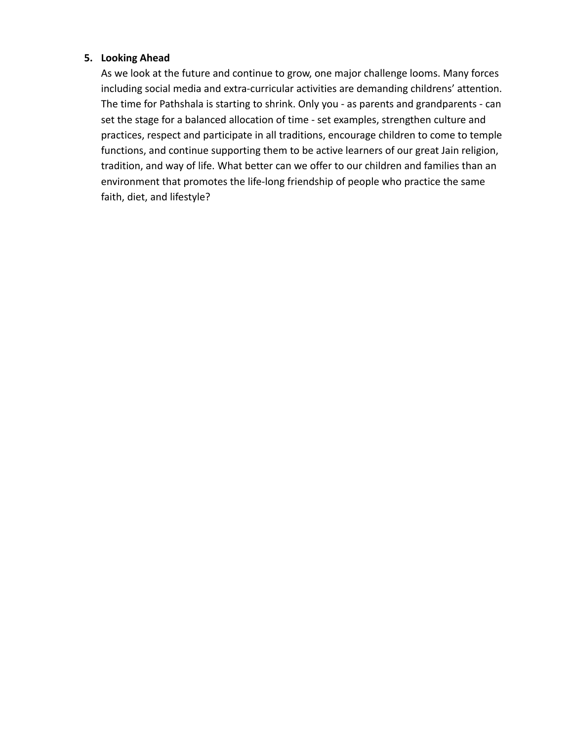5. **Looking Ahead**

   As we look at the future and continue to grow, one major challenge looms. Many forces including social media and extra-curricular activities are demanding childrens' attention. The time for Pathshala is starting to shrink. Only you - as parents and grandparents - can set the stage for a balanced allocation of time - set examples, strengthen culture and practices, respect and participate in all traditions, encourage children to come to temple functions, and continue supporting them to be active learners of our great Jain religion, tradition, and way of life. What better can we offer to our children and families than an environment that promotes the life-long friendship of people who practice the same faith, diet, and lifestyle?